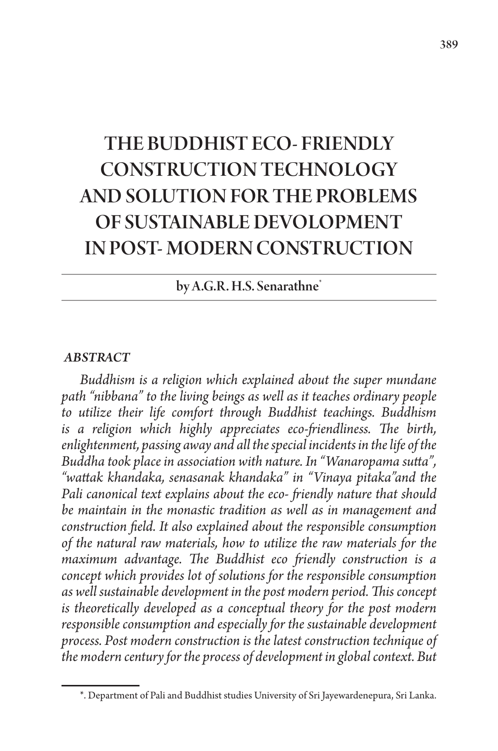# THE BUDDHIST ECO- FRIENDLY CONSTRUCTION TECHNOLOGY AND SOLUTION FOR THE PROBLEMS OF SUSTAINABLE DEVOLOPMENT IN POST- MODERN CONSTRUCTION

**by A.G.R. H.S. Senarathne[*]**

***ABSTRACT***

*Buddhism is a religion which explained about the super mundane path "nibbana" to the living beings as well as it teaches ordinary people to utilize their life comfort through Buddhist teachings. Buddhism is a religion which highly appreciates eco-friendliness. The birth, enlightenment, passing away and all the special incidents in the life of the Buddha took place in association with nature. In "Wanaropama sutta", "wattak khandaka, senasanak khandaka" in "Vinaya pitaka"and the Pali canonical text explains about the eco- friendly nature that should be maintain in the monastic tradition as well as in management and construction field. It also explained about the responsible consumption of the natural raw materials, how to utilize the raw materials for the maximum advantage. The Buddhist eco friendly construction is a concept which provides lot of solutions for the responsible consumption as well sustainable development in the post modern period. This concept is theoretically developed as a conceptual theory for the post modern responsible consumption and especially for the sustainable development process. Post modern construction is the latest construction technique of the modern century for the process of development in global context. But*

*. Department of Pali and Buddhist studies University of Sri Jayewardenepura, Sri Lanka.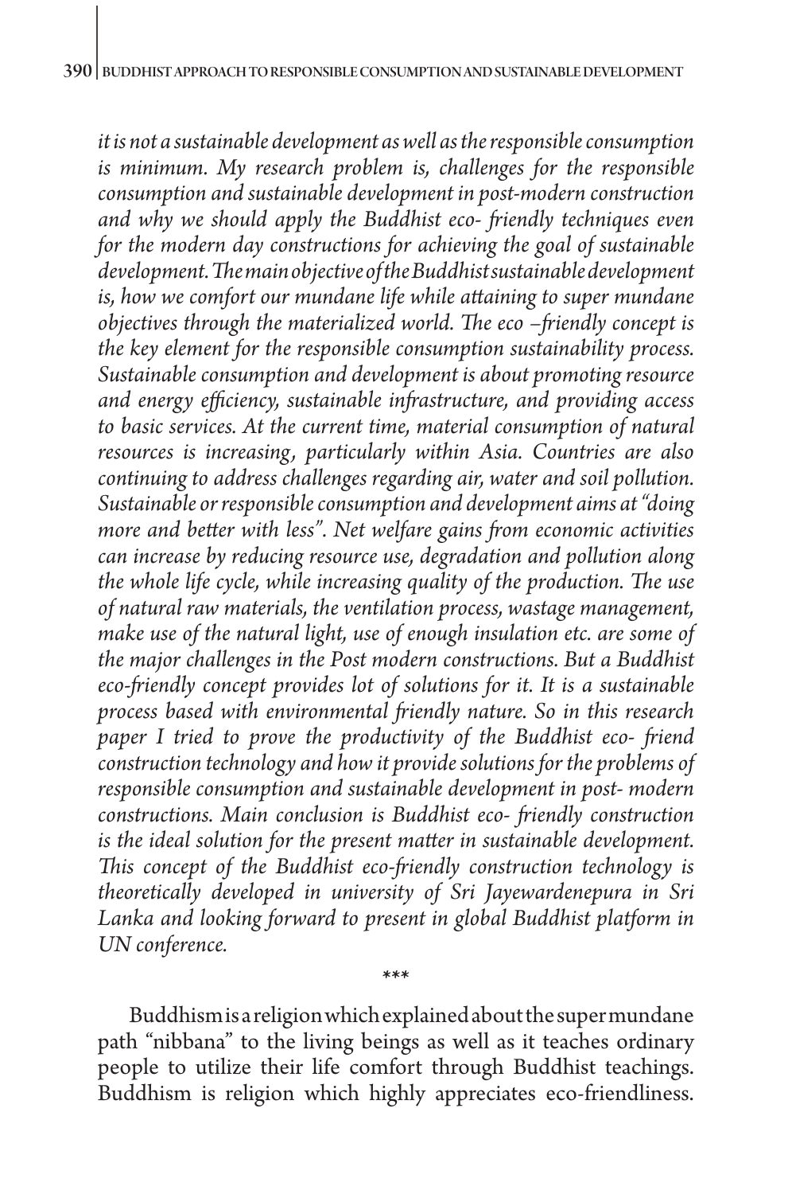*it is not a sustainable development as well as the responsible consumption is minimum. My research problem is, challenges for the responsible consumption and sustainable development in post-modern construction and why we should apply the Buddhist eco- friendly techniques even for the modern day constructions for achieving the goal of sustainable development. The main objective of the Buddhist sustainable development is, how we comfort our mundane life while attaining to super mundane objectives through the materialized world. The eco –friendly concept is the key element for the responsible consumption sustainability process. Sustainable consumption and development is about promoting resource and energy efficiency, sustainable infrastructure, and providing access to basic services. At the current time, material consumption of natural resources is increasing, particularly within Asia. Countries are also continuing to address challenges regarding air, water and soil pollution. Sustainable or responsible consumption and development aims at "doing more and better with less". Net welfare gains from economic activities can increase by reducing resource use, degradation and pollution along the whole life cycle, while increasing quality of the production. The use of natural raw materials, the ventilation process, wastage management, make use of the natural light, use of enough insulation etc. are some of the major challenges in the Post modern constructions. But a Buddhist eco-friendly concept provides lot of solutions for it. It is a sustainable process based with environmental friendly nature. So in this research paper I tried to prove the productivity of the Buddhist eco- friend construction technology and how it provide solutions for the problems of responsible consumption and sustainable development in post- modern constructions. Main conclusion is Buddhist eco- friendly construction is the ideal solution for the present matter in sustainable development. This concept of the Buddhist eco-friendly construction technology is theoretically developed in university of Sri Jayewardenepura in Sri Lanka and looking forward to present in global Buddhist platform in UN conference.*

\*\*\*

Buddhism is a religion which explained about the super mundane path "nibbana" to the living beings as well as it teaches ordinary people to utilize their life comfort through Buddhist teachings. Buddhism is religion which highly appreciates eco-friendliness.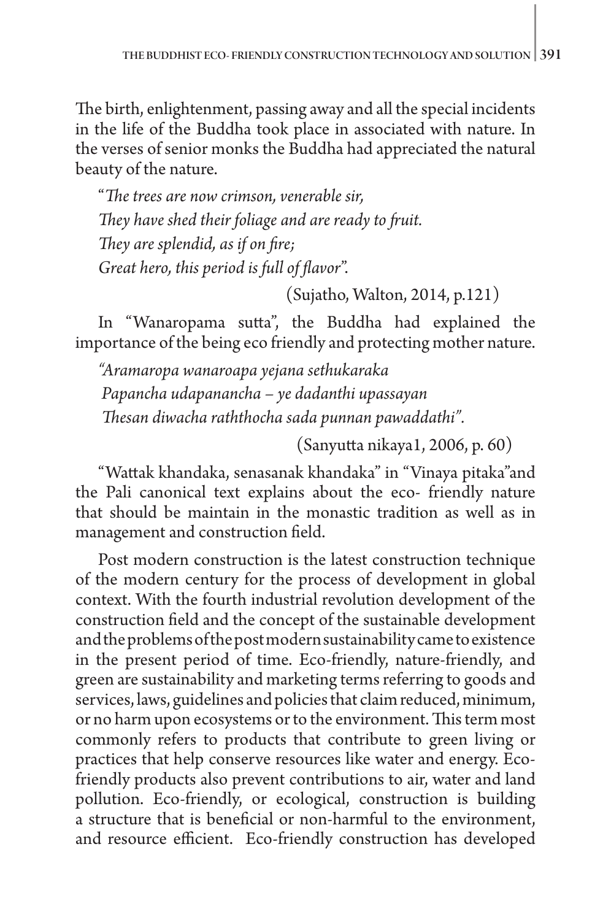The birth, enlightenment, passing away and all the special incidents in the life of the Buddha took place in associated with nature. In the verses of senior monks the Buddha had appreciated the natural beauty of the nature.

*"The trees are now crimson, venerable sir,*
*They have shed their foliage and are ready to fruit.*
*They are splendid, as if on fire;*
*Great hero, this period is full of flavor".*

(Sujatho, Walton, 2014, p.121)

In "Wanaropama sutta", the Buddha had explained the importance of the being eco friendly and protecting mother nature.

*"Aramaropa wanaroapa yejana sethukaraka*
*Papancha udapanancha – ye dadanthi upassayan*
*Thesan diwacha raththocha sada punnan pawaddathi".*

(Sanyutta nikaya1, 2006, p. 60)

"Wattak khandaka, senasanak khandaka" in "Vinaya pitaka"and the Pali canonical text explains about the eco- friendly nature that should be maintain in the monastic tradition as well as in management and construction field.

Post modern construction is the latest construction technique of the modern century for the process of development in global context. With the fourth industrial revolution development of the construction field and the concept of the sustainable development and the problems of the post modern sustainability came to existence in the present period of time. Eco-friendly, nature-friendly, and green are sustainability and marketing terms referring to goods and services, laws, guidelines and policies that claim reduced, minimum, or no harm upon ecosystems or to the environment. This term most commonly refers to products that contribute to green living or practices that help conserve resources like water and energy. Eco-friendly products also prevent contributions to air, water and land pollution. Eco-friendly, or ecological, construction is building a structure that is beneficial or non-harmful to the environment, and resource efficient. Eco-friendly construction has developed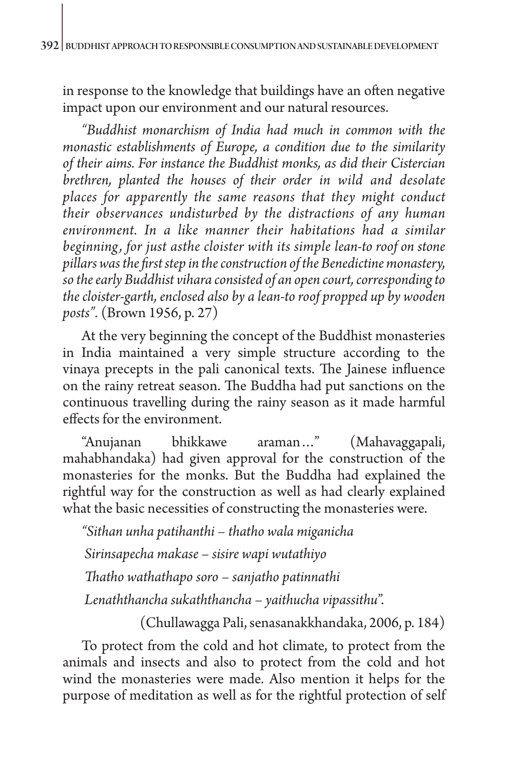in response to the knowledge that buildings have an often negative impact upon our environment and our natural resources.

*"Buddhist monarchism of India had much in common with the monastic establishments of Europe, a condition due to the similarity of their aims. For instance the Buddhist monks, as did their Cistercian brethren, planted the houses of their order in wild and desolate places for apparently the same reasons that they might conduct their observances undisturbed by the distractions of any human environment. In a like manner their habitations had a similar beginning, for just asthe cloister with its simple lean-to roof on stone pillars was the first step in the construction of the Benedictine monastery, so the early Buddhist vihara consisted of an open court, corresponding to the cloister-garth, enclosed also by a lean-to roof propped up by wooden posts".* (Brown 1956, p. 27)

At the very beginning the concept of the Buddhist monasteries in India maintained a very simple structure according to the vinaya precepts in the pali canonical texts. The Jainese influence on the rainy retreat season. The Buddha had put sanctions on the continuous travelling during the rainy season as it made harmful effects for the environment.

"Anujanan bhikkawe araman…" (Mahavaggapali, mahabhandaka) had given approval for the construction of the monasteries for the monks. But the Buddha had explained the rightful way for the construction as well as had clearly explained what the basic necessities of constructing the monasteries were.

*"Sithan unha patihanthi – thatho wala miganicha*

*Sirinsapecha makase – sisire wapi wutathiyo*

*Thatho wathathapo soro – sanjatho patinnathi*

*Lenaththancha sukaththancha – yaithucha vipassithu".*

(Chullawagga Pali, senasanakkhandaka, 2006, p. 184)

To protect from the cold and hot climate, to protect from the animals and insects and also to protect from the cold and hot wind the monasteries were made. Also mention it helps for the purpose of meditation as well as for the rightful protection of self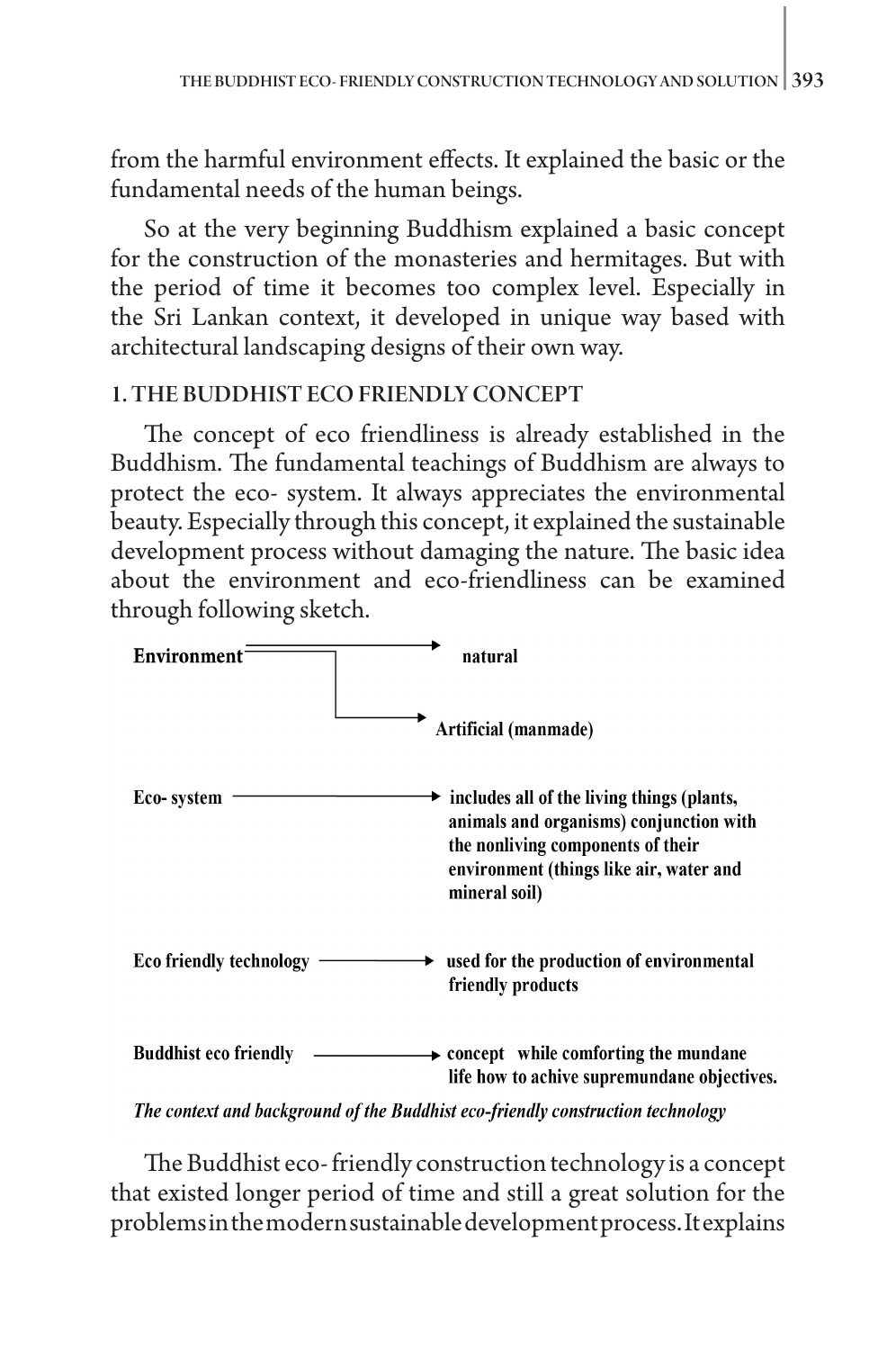from the harmful environment effects. It explained the basic or the fundamental needs of the human beings.

So at the very beginning Buddhism explained a basic concept for the construction of the monasteries and hermitages. But with the period of time it becomes too complex level. Especially in the Sri Lankan context, it developed in unique way based with architectural landscaping designs of their own way.

## 1. THE BUDDHIST ECO FRIENDLY CONCEPT

The concept of eco friendliness is already established in the Buddhism. The fundamental teachings of Buddhism are always to protect the eco- system. It always appreciates the environmental beauty. Especially through this concept, it explained the sustainable development process without damaging the nature. The basic idea about the environment and eco-friendliness can be examined through following sketch.

**Environment** → **natural**
→ **Artificial (manmade)**

**Eco- system** → **includes all of the living things (plants, animals and organisms) conjunction with the nonliving components of their environment (things like air, water and mineral soil)**

**Eco friendly technology** → **used for the production of environmental friendly products**

**Buddhist eco friendly** → **concept while comforting the mundane life how to achive supremundane objectives.**

***The context and background of the Buddhist eco-friendly construction technology***

The Buddhist eco- friendly construction technology is a concept that existed longer period of time and still a great solution for the problems in the modern sustainable development process. It explains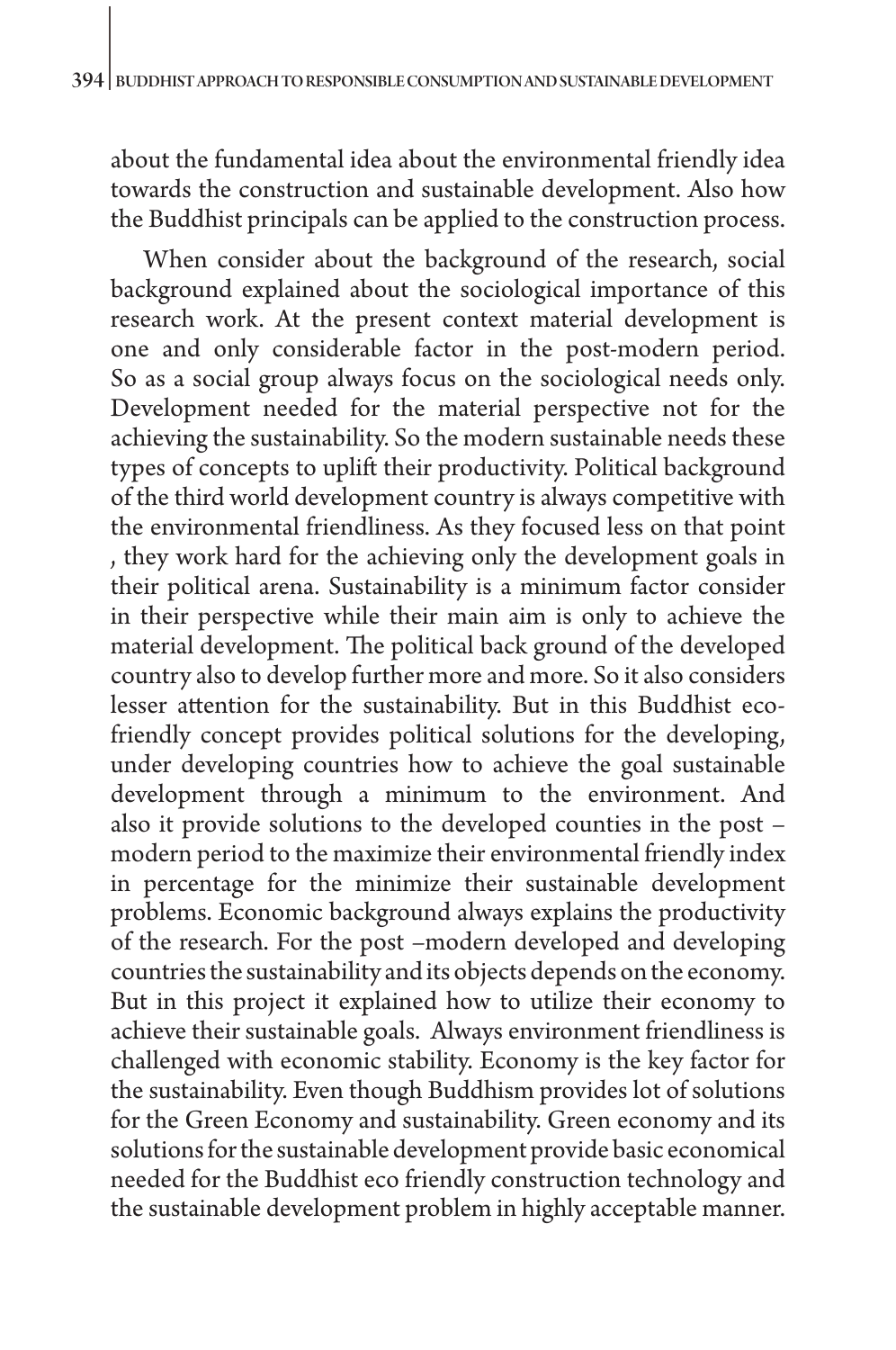about the fundamental idea about the environmental friendly idea towards the construction and sustainable development. Also how the Buddhist principals can be applied to the construction process.

When consider about the background of the research, social background explained about the sociological importance of this research work. At the present context material development is one and only considerable factor in the post-modern period. So as a social group always focus on the sociological needs only. Development needed for the material perspective not for the achieving the sustainability. So the modern sustainable needs these types of concepts to uplift their productivity. Political background of the third world development country is always competitive with the environmental friendliness. As they focused less on that point , they work hard for the achieving only the development goals in their political arena. Sustainability is a minimum factor consider in their perspective while their main aim is only to achieve the material development. The political back ground of the developed country also to develop further more and more. So it also considers lesser attention for the sustainability. But in this Buddhist eco-friendly concept provides political solutions for the developing, under developing countries how to achieve the goal sustainable development through a minimum to the environment. And also it provide solutions to the developed counties in the post –modern period to the maximize their environmental friendly index in percentage for the minimize their sustainable development problems. Economic background always explains the productivity of the research. For the post –modern developed and developing countries the sustainability and its objects depends on the economy. But in this project it explained how to utilize their economy to achieve their sustainable goals. Always environment friendliness is challenged with economic stability. Economy is the key factor for the sustainability. Even though Buddhism provides lot of solutions for the Green Economy and sustainability. Green economy and its solutions for the sustainable development provide basic economical needed for the Buddhist eco friendly construction technology and the sustainable development problem in highly acceptable manner.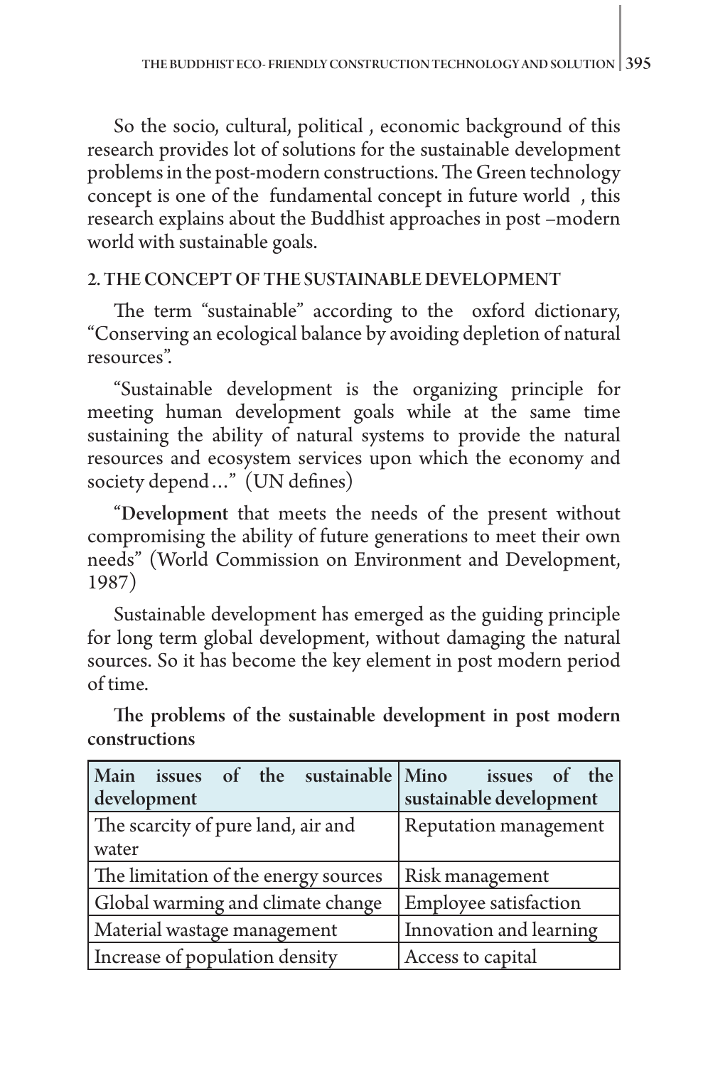So the socio, cultural, political , economic background of this research provides lot of solutions for the sustainable development problems in the post-modern constructions. The Green technology concept is one of the fundamental concept in future world , this research explains about the Buddhist approaches in post –modern world with sustainable goals.

## 2. THE CONCEPT OF THE SUSTAINABLE DEVELOPMENT

The term "sustainable" according to the oxford dictionary, "Conserving an ecological balance by avoiding depletion of natural resources".

"Sustainable development is the organizing principle for meeting human development goals while at the same time sustaining the ability of natural systems to provide the natural resources and ecosystem services upon which the economy and society depend…" (UN defines)

"**Development** that meets the needs of the present without compromising the ability of future generations to meet their own needs" (World Commission on Environment and Development, 1987)

Sustainable development has emerged as the guiding principle for long term global development, without damaging the natural sources. So it has become the key element in post modern period of time.

**The problems of the sustainable development in post modern constructions**

| Main issues of the sustainable development | Mino issues of the sustainable development |
|---|---|
| The scarcity of pure land, air and water | Reputation management |
| The limitation of the energy sources | Risk management |
| Global warming and climate change | Employee satisfaction |
| Material wastage management | Innovation and learning |
| Increase of population density | Access to capital |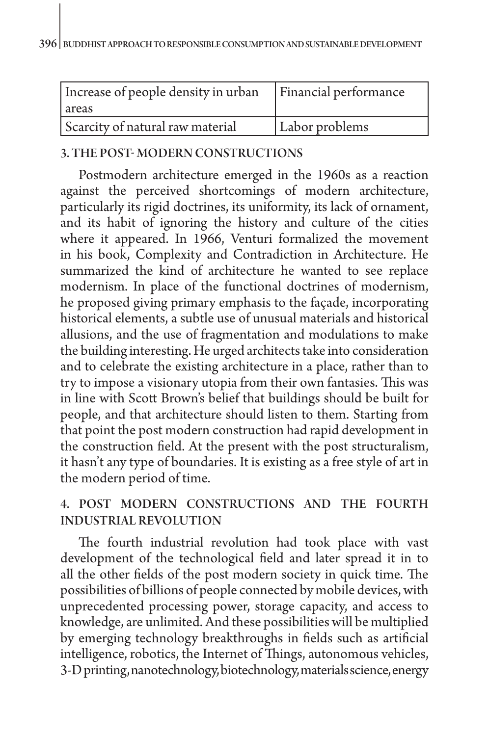| Increase of people density in urban areas | Financial performance |
|---|---|
| Scarcity of natural raw material | Labor problems |

## 3. THE POST- MODERN CONSTRUCTIONS

Postmodern architecture emerged in the 1960s as a reaction against the perceived shortcomings of modern architecture, particularly its rigid doctrines, its uniformity, its lack of ornament, and its habit of ignoring the history and culture of the cities where it appeared. In 1966, Venturi formalized the movement in his book, Complexity and Contradiction in Architecture. He summarized the kind of architecture he wanted to see replace modernism. In place of the functional doctrines of modernism, he proposed giving primary emphasis to the façade, incorporating historical elements, a subtle use of unusual materials and historical allusions, and the use of fragmentation and modulations to make the building interesting. He urged architects take into consideration and to celebrate the existing architecture in a place, rather than to try to impose a visionary utopia from their own fantasies. This was in line with Scott Brown's belief that buildings should be built for people, and that architecture should listen to them. Starting from that point the post modern construction had rapid development in the construction field. At the present with the post structuralism, it hasn't any type of boundaries. It is existing as a free style of art in the modern period of time.

## 4. POST MODERN CONSTRUCTIONS AND THE FOURTH INDUSTRIAL REVOLUTION

The fourth industrial revolution had took place with vast development of the technological field and later spread it in to all the other fields of the post modern society in quick time. The possibilities of billions of people connected by mobile devices, with unprecedented processing power, storage capacity, and access to knowledge, are unlimited. And these possibilities will be multiplied by emerging technology breakthroughs in fields such as artificial intelligence, robotics, the Internet of Things, autonomous vehicles, 3-D printing, nanotechnology, biotechnology, materials science, energy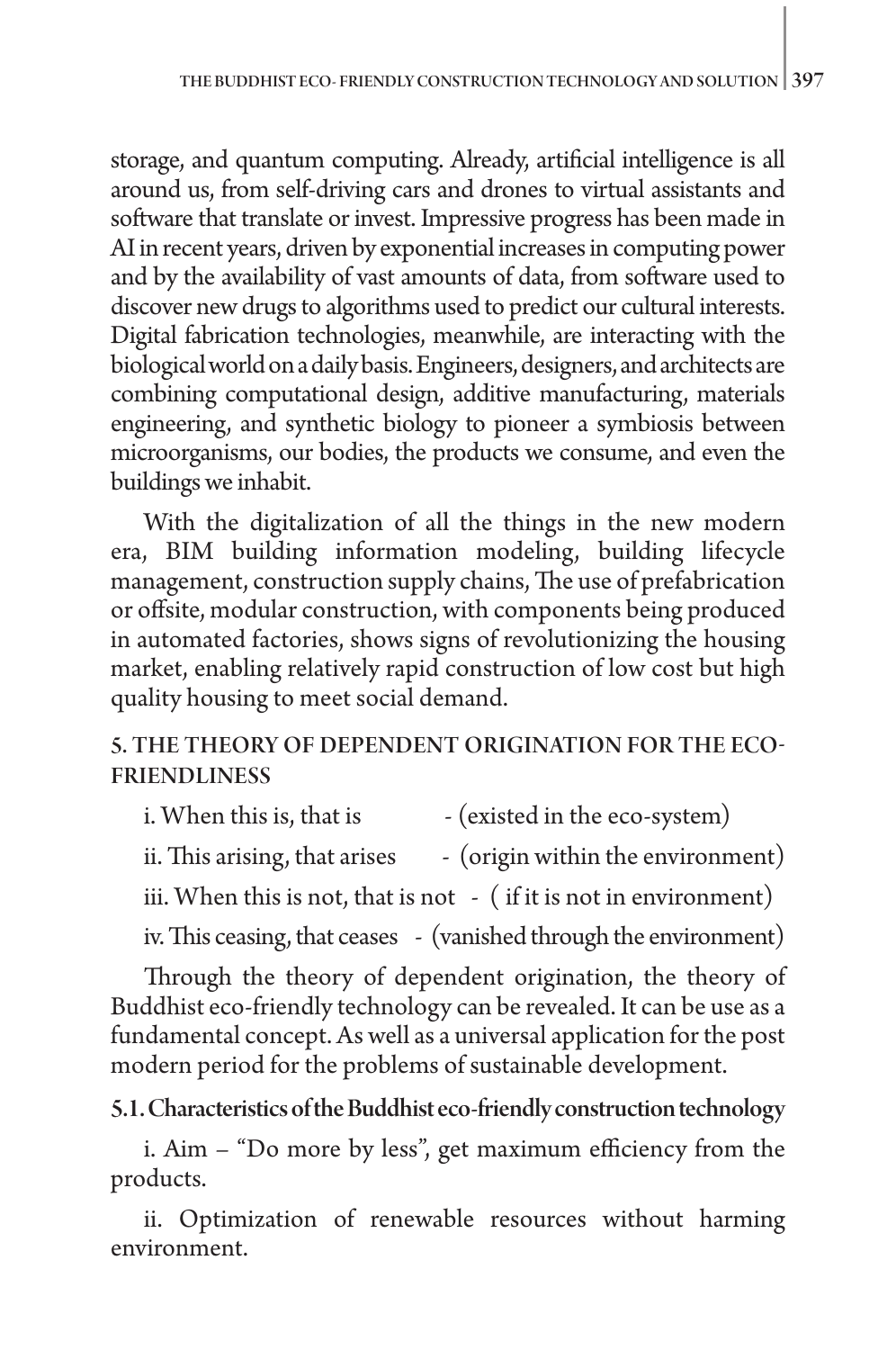storage, and quantum computing. Already, artificial intelligence is all around us, from self-driving cars and drones to virtual assistants and software that translate or invest. Impressive progress has been made in AI in recent years, driven by exponential increases in computing power and by the availability of vast amounts of data, from software used to discover new drugs to algorithms used to predict our cultural interests. Digital fabrication technologies, meanwhile, are interacting with the biological world on a daily basis. Engineers, designers, and architects are combining computational design, additive manufacturing, materials engineering, and synthetic biology to pioneer a symbiosis between microorganisms, our bodies, the products we consume, and even the buildings we inhabit.

With the digitalization of all the things in the new modern era, BIM building information modeling, building lifecycle management, construction supply chains, The use of prefabrication or offsite, modular construction, with components being produced in automated factories, shows signs of revolutionizing the housing market, enabling relatively rapid construction of low cost but high quality housing to meet social demand.

## 5. THE THEORY OF DEPENDENT ORIGINATION FOR THE ECO-FRIENDLINESS

i. When this is, that is - (existed in the eco-system)

ii. This arising, that arises - (origin within the environment)

iii. When this is not, that is not - ( if it is not in environment)

iv. This ceasing, that ceases - (vanished through the environment)

Through the theory of dependent origination, the theory of Buddhist eco-friendly technology can be revealed. It can be use as a fundamental concept. As well as a universal application for the post modern period for the problems of sustainable development.

### 5.1. Characteristics of the Buddhist eco-friendly construction technology

i. Aim – "Do more by less", get maximum efficiency from the products.

ii. Optimization of renewable resources without harming environment.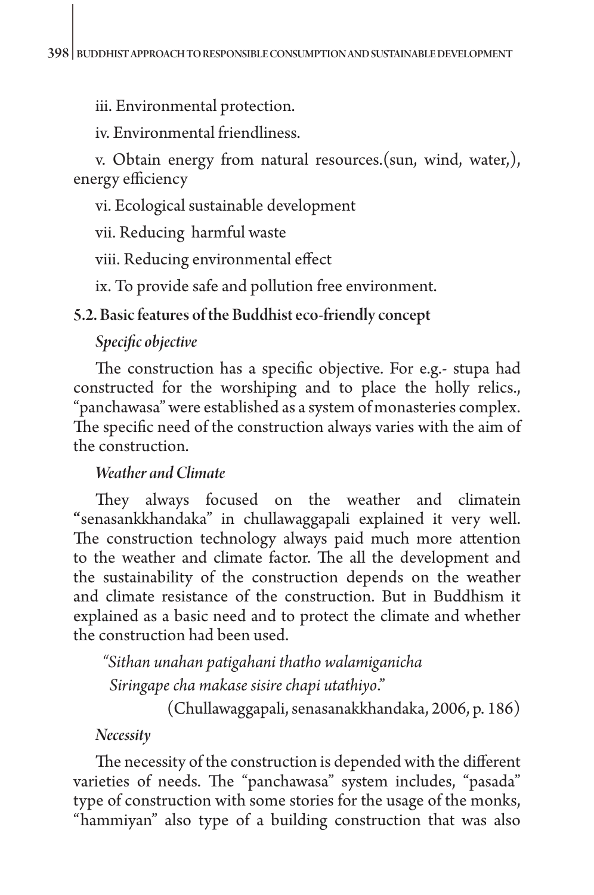iii. Environmental protection.

iv. Environmental friendliness.

v. Obtain energy from natural resources.(sun, wind, water,), energy efficiency

vi. Ecological sustainable development

vii. Reducing harmful waste

viii. Reducing environmental effect

ix. To provide safe and pollution free environment.

### 5.2. Basic features of the Buddhist eco-friendly concept

*Specific objective*

The construction has a specific objective. For e.g.- stupa had constructed for the worshiping and to place the holly relics., "panchawasa" were established as a system of monasteries complex. The specific need of the construction always varies with the aim of the construction.

*Weather and Climate*

They always focused on the weather and climatein "senasankkhandaka" in chullawaggapali explained it very well. The construction technology always paid much more attention to the weather and climate factor. The all the development and the sustainability of the construction depends on the weather and climate resistance of the construction. But in Buddhism it explained as a basic need and to protect the climate and whether the construction had been used.

*"Sithan unahan patigahani thatho walamiganicha*
*Siringape cha makase sisire chapi utathiyo."*

(Chullawaggapali, senasanakkhandaka, 2006, p. 186)

*Necessity*

The necessity of the construction is depended with the different varieties of needs. The "panchawasa" system includes, "pasada" type of construction with some stories for the usage of the monks, "hammiyan" also type of a building construction that was also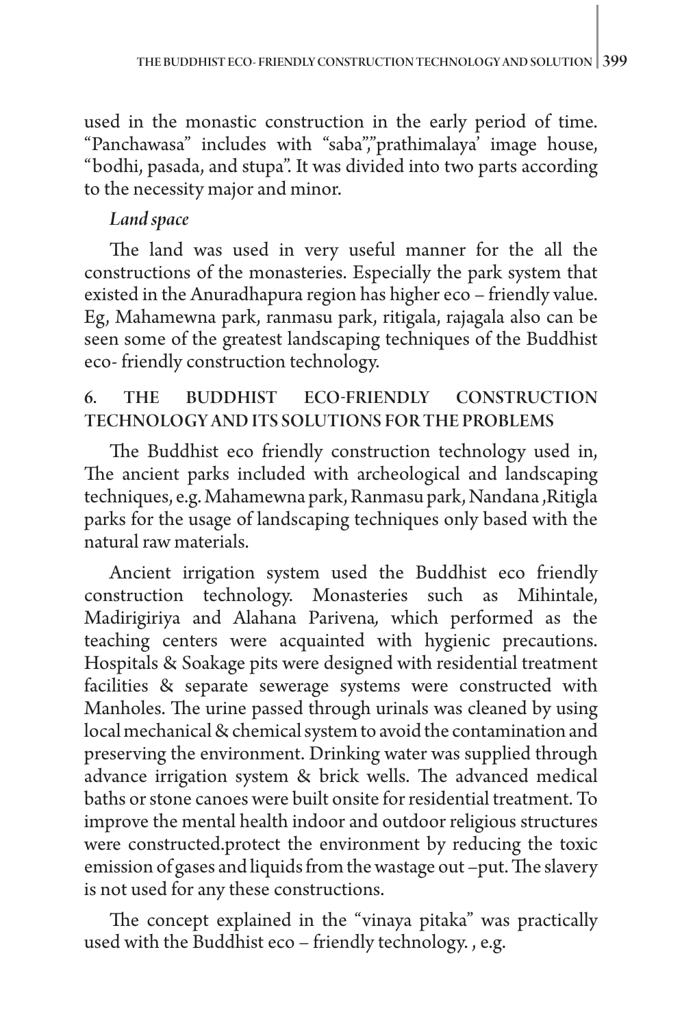used in the monastic construction in the early period of time. "Panchawasa" includes with "saba","prathimalaya' image house, "bodhi, pasada, and stupa". It was divided into two parts according to the necessity major and minor.

*Land space*

The land was used in very useful manner for the all the constructions of the monasteries. Especially the park system that existed in the Anuradhapura region has higher eco – friendly value. Eg, Mahamewna park, ranmasu park, ritigala, rajagala also can be seen some of the greatest landscaping techniques of the Buddhist eco- friendly construction technology.

## 6. THE BUDDHIST ECO-FRIENDLY CONSTRUCTION TECHNOLOGY AND ITS SOLUTIONS FOR THE PROBLEMS

The Buddhist eco friendly construction technology used in, The ancient parks included with archeological and landscaping techniques, e.g. Mahamewna park, Ranmasu park, Nandana ,Ritigla parks for the usage of landscaping techniques only based with the natural raw materials.

Ancient irrigation system used the Buddhist eco friendly construction technology. Monasteries such as Mihintale, Madirigiriya and Alahana Parivena, which performed as the teaching centers were acquainted with hygienic precautions. Hospitals & Soakage pits were designed with residential treatment facilities & separate sewerage systems were constructed with Manholes. The urine passed through urinals was cleaned by using local mechanical & chemical system to avoid the contamination and preserving the environment. Drinking water was supplied through advance irrigation system & brick wells. The advanced medical baths or stone canoes were built onsite for residential treatment. To improve the mental health indoor and outdoor religious structures were constructed.protect the environment by reducing the toxic emission of gases and liquids from the wastage out –put. The slavery is not used for any these constructions.

The concept explained in the "vinaya pitaka" was practically used with the Buddhist eco – friendly technology. , e.g.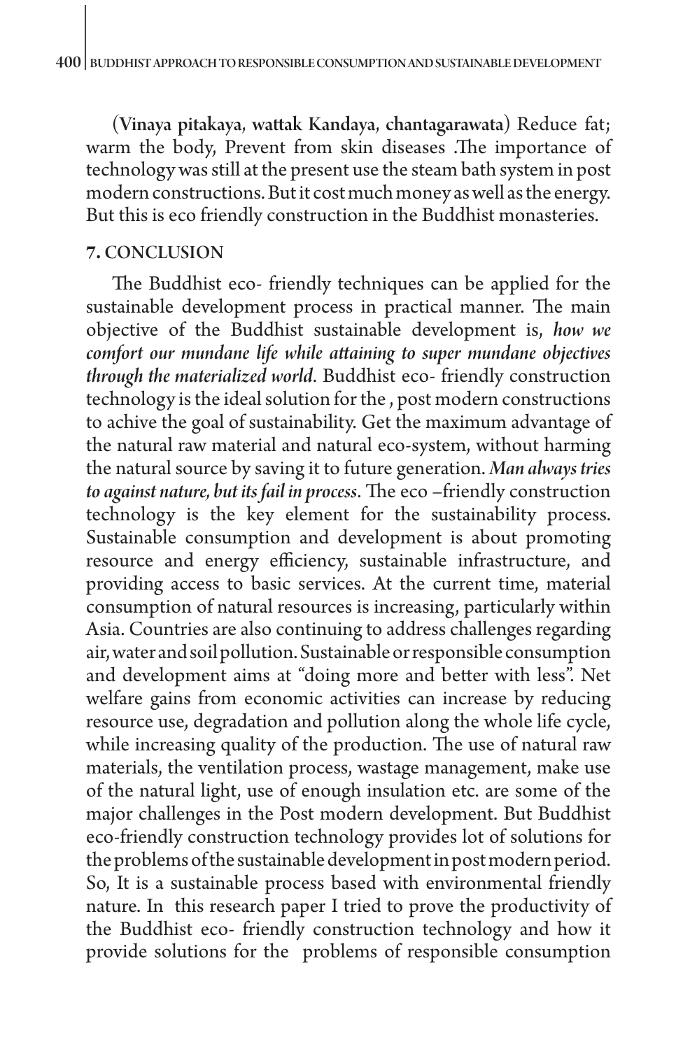(**Vinaya pitakaya, wattak Kandaya, chantagarawata**) Reduce fat; warm the body, Prevent from skin diseases .The importance of technology was still at the present use the steam bath system in post modern constructions. But it cost much money as well as the energy. But this is eco friendly construction in the Buddhist monasteries.

## 7. CONCLUSION

The Buddhist eco- friendly techniques can be applied for the sustainable development process in practical manner. The main objective of the Buddhist sustainable development is, ***how we comfort our mundane life while attaining to super mundane objectives through the materialized world***. Buddhist eco- friendly construction technology is the ideal solution for the , post modern constructions to achive the goal of sustainability. Get the maximum advantage of the natural raw material and natural eco-system, without harming the natural source by saving it to future generation. ***Man always tries to against nature, but its fail in process***. The eco –friendly construction technology is the key element for the sustainability process. Sustainable consumption and development is about promoting resource and energy efficiency, sustainable infrastructure, and providing access to basic services. At the current time, material consumption of natural resources is increasing, particularly within Asia. Countries are also continuing to address challenges regarding air, water and soil pollution. Sustainable or responsible consumption and development aims at "doing more and better with less". Net welfare gains from economic activities can increase by reducing resource use, degradation and pollution along the whole life cycle, while increasing quality of the production. The use of natural raw materials, the ventilation process, wastage management, make use of the natural light, use of enough insulation etc. are some of the major challenges in the Post modern development. But Buddhist eco-friendly construction technology provides lot of solutions for the problems of the sustainable development in post modern period. So, It is a sustainable process based with environmental friendly nature. In this research paper I tried to prove the productivity of the Buddhist eco- friendly construction technology and how it provide solutions for the problems of responsible consumption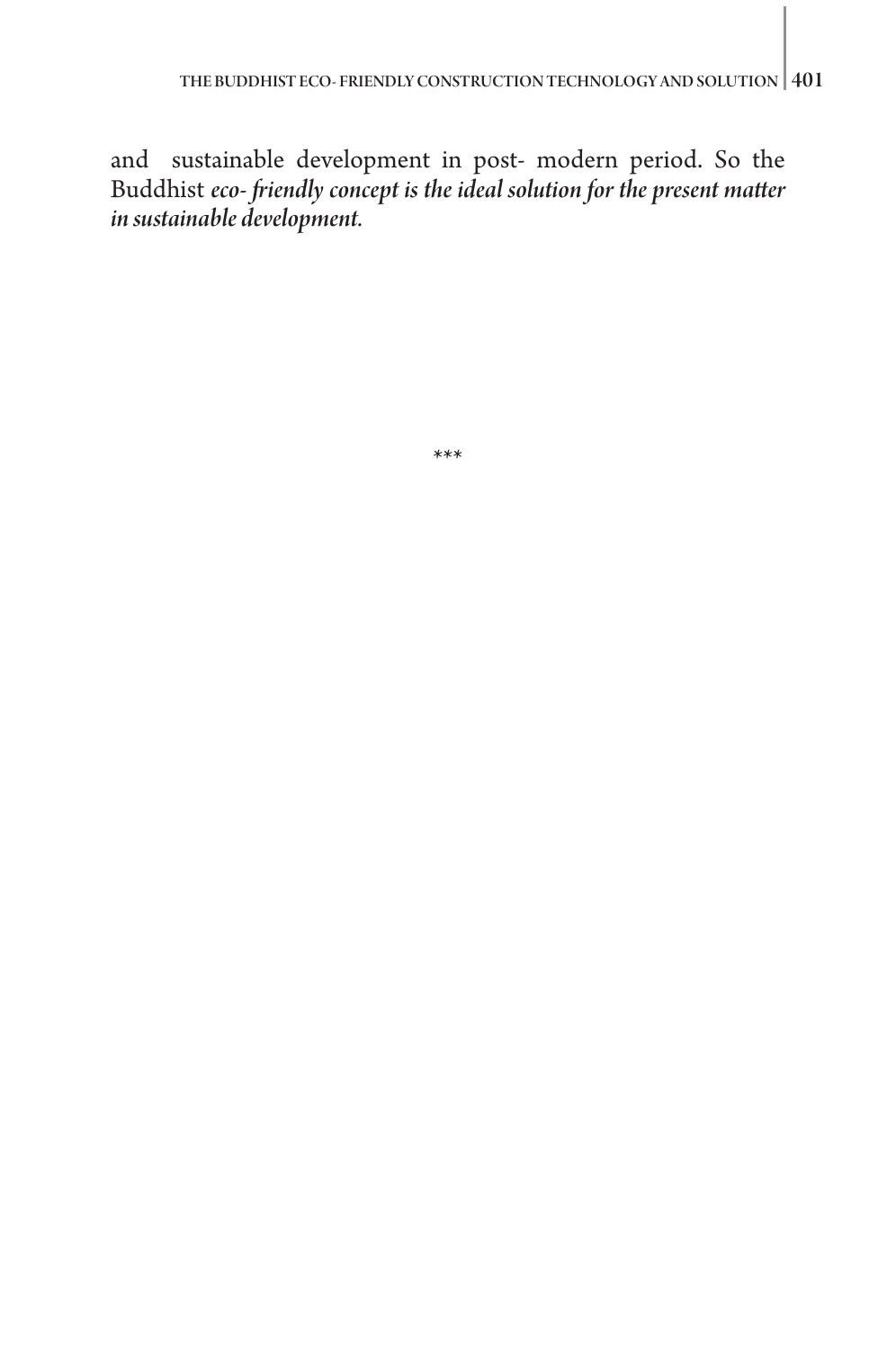and sustainable development in post- modern period. So the Buddhist *eco- friendly concept is the ideal solution for the present matter in sustainable development.*

***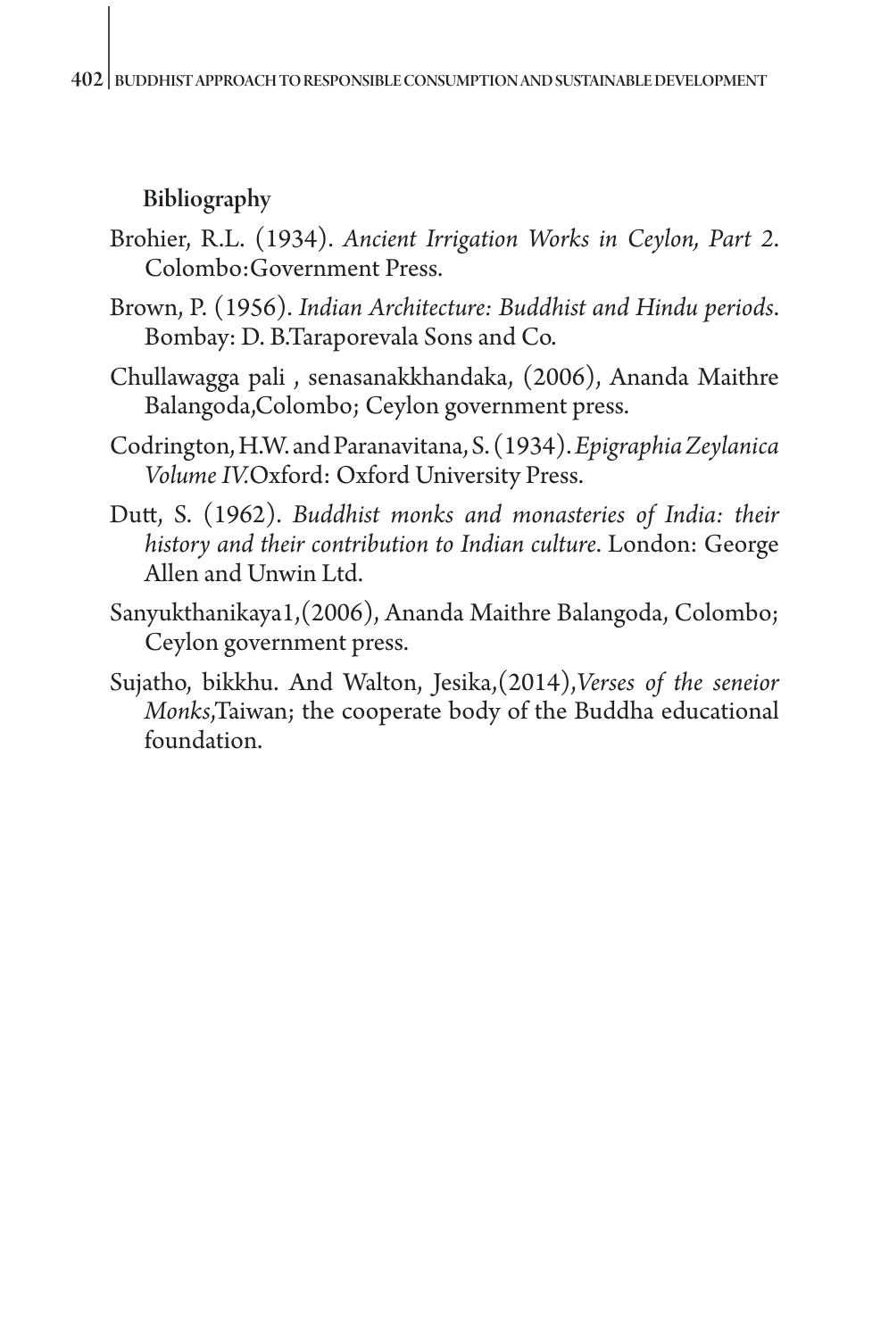## Bibliography

Brohier, R.L. (1934). *Ancient Irrigation Works in Ceylon, Part 2*. Colombo:Government Press.

Brown, P. (1956). *Indian Architecture: Buddhist and Hindu periods*. Bombay: D. B.Taraporevala Sons and Co.

Chullawagga pali , senasanakkhandaka, (2006), Ananda Maithre Balangoda,Colombo; Ceylon government press.

Codrington, H.W. and Paranavitana, S. (1934). *Epigraphia Zeylanica Volume IV.*Oxford: Oxford University Press.

Dutt, S. (1962). *Buddhist monks and monasteries of India: their history and their contribution to Indian culture*. London: George Allen and Unwin Ltd.

Sanyukthanikaya1,(2006), Ananda Maithre Balangoda, Colombo; Ceylon government press.

Sujatho, bikkhu. And Walton, Jesika,(2014),*Verses of the seneior Monks*,Taiwan; the cooperate body of the Buddha educational foundation.